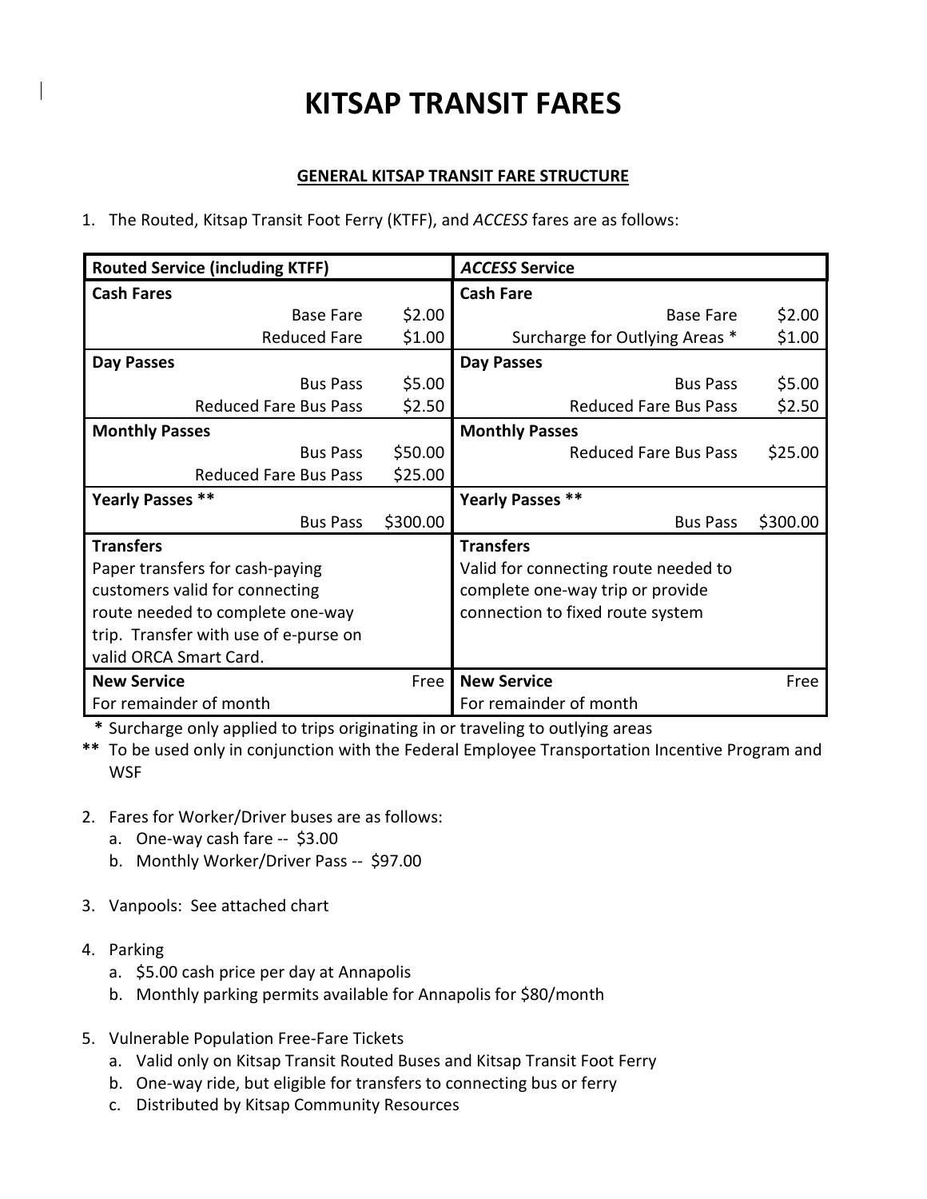# KITSAP TRANSIT FARES

## GENERAL KITSAP TRANSIT FARE STRUCTURE

1. The Routed, Kitsap Transit Foot Ferry (KTFF), and *ACCESS* fares are as follows:

| Routed Service (including KTFF) | | *ACCESS* Service | |
|---|---|---|---|
| **Cash Fares** | | **Cash Fare** | |
| Base Fare | $2.00 | Base Fare | $2.00 |
| Reduced Fare | $1.00 | Surcharge for Outlying Areas * | $1.00 |
| **Day Passes** | | **Day Passes** | |
| Bus Pass | $5.00 | Bus Pass | $5.00 |
| Reduced Fare Bus Pass | $2.50 | Reduced Fare Bus Pass | $2.50 |
| **Monthly Passes** | | **Monthly Passes** | |
| Bus Pass | $50.00 | Reduced Fare Bus Pass | $25.00 |
| Reduced Fare Bus Pass | $25.00 | | |
| **Yearly Passes \*\*** | | **Yearly Passes \*\*** | |
| Bus Pass | $300.00 | Bus Pass | $300.00 |
| **Transfers** Paper transfers for cash-paying customers valid for connecting route needed to complete one-way trip. Transfer with use of e-purse on valid ORCA Smart Card. | | **Transfers** Valid for connecting route needed to complete one-way trip or provide connection to fixed route system | |
| **New Service** For remainder of month | Free | **New Service** For remainder of month | Free |

\* Surcharge only applied to trips originating in or traveling to outlying areas

\*\* To be used only in conjunction with the Federal Employee Transportation Incentive Program and WSF

2. Fares for Worker/Driver buses are as follows:
   a. One-way cash fare -- $3.00
   b. Monthly Worker/Driver Pass -- $97.00

3. Vanpools: See attached chart

4. Parking
   a. $5.00 cash price per day at Annapolis
   b. Monthly parking permits available for Annapolis for $80/month

5. Vulnerable Population Free-Fare Tickets
   a. Valid only on Kitsap Transit Routed Buses and Kitsap Transit Foot Ferry
   b. One-way ride, but eligible for transfers to connecting bus or ferry
   c. Distributed by Kitsap Community Resources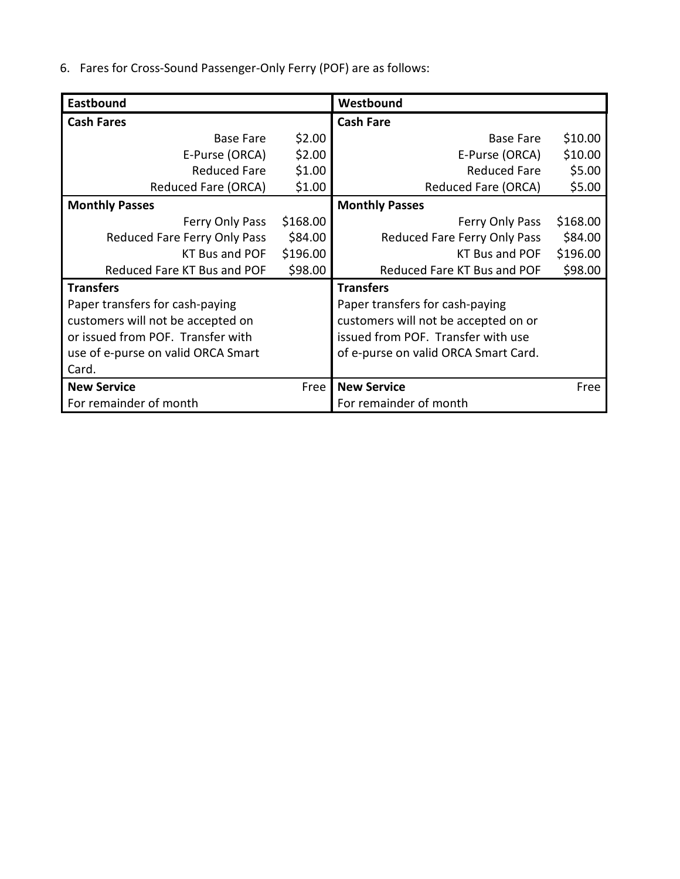6. Fares for Cross-Sound Passenger-Only Ferry (POF) are as follows:

| **Eastbound** | | **Westbound** | |
|---|---|---|---|
| **Cash Fares** | | **Cash Fare** | |
| Base Fare | $2.00 | Base Fare | $10.00 |
| E-Purse (ORCA) | $2.00 | E-Purse (ORCA) | $10.00 |
| Reduced Fare | $1.00 | Reduced Fare | $5.00 |
| Reduced Fare (ORCA) | $1.00 | Reduced Fare (ORCA) | $5.00 |
| **Monthly Passes** | | **Monthly Passes** | |
| Ferry Only Pass | $168.00 | Ferry Only Pass | $168.00 |
| Reduced Fare Ferry Only Pass | $84.00 | Reduced Fare Ferry Only Pass | $84.00 |
| KT Bus and POF | $196.00 | KT Bus and POF | $196.00 |
| Reduced Fare KT Bus and POF | $98.00 | Reduced Fare KT Bus and POF | $98.00 |
| **Transfers** | | **Transfers** | |
| Paper transfers for cash-paying customers will not be accepted on or issued from POF. Transfer with use of e-purse on valid ORCA Smart Card. | | Paper transfers for cash-paying customers will not be accepted on or issued from POF. Transfer with use of e-purse on valid ORCA Smart Card. | |
| **New Service** | Free | **New Service** | Free |
| For remainder of month | | For remainder of month | |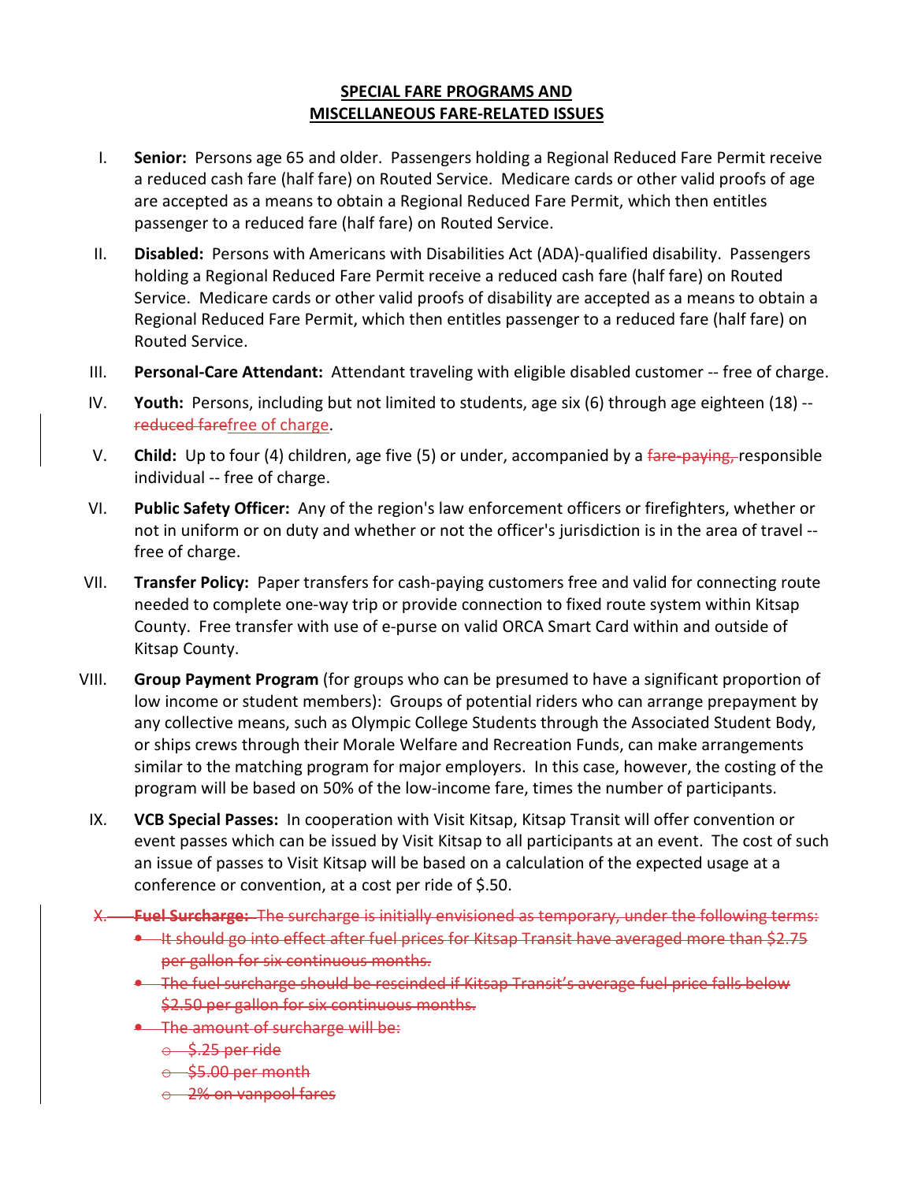**SPECIAL FARE PROGRAMS AND**
**MISCELLANEOUS FARE-RELATED ISSUES**

I. **Senior:** Persons age 65 and older. Passengers holding a Regional Reduced Fare Permit receive a reduced cash fare (half fare) on Routed Service. Medicare cards or other valid proofs of age are accepted as a means to obtain a Regional Reduced Fare Permit, which then entitles passenger to a reduced fare (half fare) on Routed Service.

II. **Disabled:** Persons with Americans with Disabilities Act (ADA)-qualified disability. Passengers holding a Regional Reduced Fare Permit receive a reduced cash fare (half fare) on Routed Service. Medicare cards or other valid proofs of disability are accepted as a means to obtain a Regional Reduced Fare Permit, which then entitles passenger to a reduced fare (half fare) on Routed Service.

III. **Personal-Care Attendant:** Attendant traveling with eligible disabled customer -- free of charge.

IV. **Youth:** Persons, including but not limited to students, age six (6) through age eighteen (18) -- ~~reduced fare~~free of charge.

V. **Child:** Up to four (4) children, age five (5) or under, accompanied by a ~~fare-paying,~~ responsible individual -- free of charge.

VI. **Public Safety Officer:** Any of the region's law enforcement officers or firefighters, whether or not in uniform or on duty and whether or not the officer's jurisdiction is in the area of travel -- free of charge.

VII. **Transfer Policy:** Paper transfers for cash-paying customers free and valid for connecting route needed to complete one-way trip or provide connection to fixed route system within Kitsap County. Free transfer with use of e-purse on valid ORCA Smart Card within and outside of Kitsap County.

VIII. **Group Payment Program** (for groups who can be presumed to have a significant proportion of low income or student members): Groups of potential riders who can arrange prepayment by any collective means, such as Olympic College Students through the Associated Student Body, or ships crews through their Morale Welfare and Recreation Funds, can make arrangements similar to the matching program for major employers. In this case, however, the costing of the program will be based on 50% of the low-income fare, times the number of participants.

IX. **VCB Special Passes:** In cooperation with Visit Kitsap, Kitsap Transit will offer convention or event passes which can be issued by Visit Kitsap to all participants at an event. The cost of such an issue of passes to Visit Kitsap will be based on a calculation of the expected usage at a conference or convention, at a cost per ride of $.50.

~~X. **Fuel Surcharge:** The surcharge is initially envisioned as temporary, under the following terms:~~
- ~~It should go into effect after fuel prices for Kitsap Transit have averaged more than $2.75 per gallon for six continuous months.~~
- ~~The fuel surcharge should be rescinded if Kitsap Transit's average fuel price falls below $2.50 per gallon for six continuous months.~~
- ~~The amount of surcharge will be:~~
  - ~~$.25 per ride~~
  - ~~$5.00 per month~~
  - ~~2% on vanpool fares~~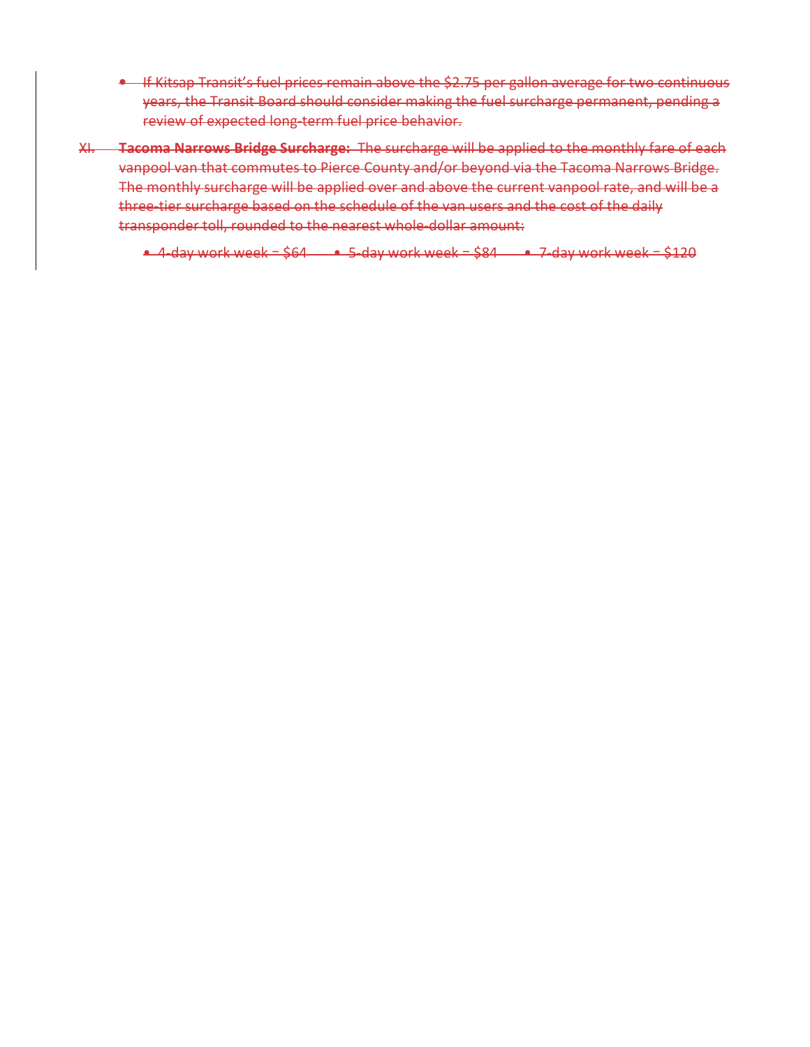- ~~If Kitsap Transit's fuel prices remain above the $2.75 per gallon average for two continuous years, the Transit Board should consider making the fuel surcharge permanent, pending a review of expected long-term fuel price behavior.~~

~~XI. **Tacoma Narrows Bridge Surcharge:** The surcharge will be applied to the monthly fare of each vanpool van that commutes to Pierce County and/or beyond via the Tacoma Narrows Bridge. The monthly surcharge will be applied over and above the current vanpool rate, and will be a three-tier surcharge based on the schedule of the van users and the cost of the daily transponder toll, rounded to the nearest whole-dollar amount:~~

- ~~4-day work week = $64~~
- ~~5-day work week = $84~~
- ~~7-day work week = $120~~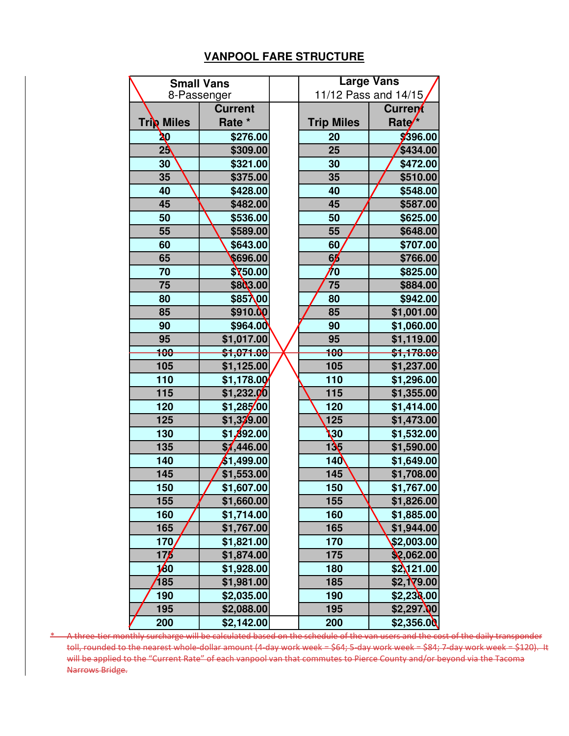# VANPOOL FARE STRUCTURE

| Small Vans 8-Passenger | | | Large Vans 11/12 Pass and 14/15 | |
|---|---|---|---|---|
| Trip Miles | Current Rate * | | Trip Miles | Current Rate * |
| 20 | $276.00 | | 20 | $396.00 |
| 25 | $309.00 | | 25 | $434.00 |
| 30 | $321.00 | | 30 | $472.00 |
| 35 | $375.00 | | 35 | $510.00 |
| 40 | $428.00 | | 40 | $548.00 |
| 45 | $482.00 | | 45 | $587.00 |
| 50 | $536.00 | | 50 | $625.00 |
| 55 | $589.00 | | 55 | $648.00 |
| 60 | $643.00 | | 60 | $707.00 |
| 65 | $696.00 | | 65 | $766.00 |
| 70 | $750.00 | | 70 | $825.00 |
| 75 | $803.00 | | 75 | $884.00 |
| 80 | $857.00 | | 80 | $942.00 |
| 85 | $910.00 | | 85 | $1,001.00 |
| 90 | $964.00 | | 90 | $1,060.00 |
| 95 | $1,017.00 | | 95 | $1,119.00 |
| ~~100~~ | ~~$1,071.00~~ | | ~~100~~ | ~~$1,178.00~~ |
| 105 | $1,125.00 | | 105 | $1,237.00 |
| 110 | $1,178.00 | | 110 | $1,296.00 |
| 115 | $1,232.00 | | 115 | $1,355.00 |
| 120 | $1,285.00 | | 120 | $1,414.00 |
| 125 | $1,339.00 | | 125 | $1,473.00 |
| 130 | $1,392.00 | | 130 | $1,532.00 |
| 135 | $1,446.00 | | 135 | $1,590.00 |
| 140 | $1,499.00 | | 140 | $1,649.00 |
| 145 | $1,553.00 | | 145 | $1,708.00 |
| 150 | $1,607.00 | | 150 | $1,767.00 |
| 155 | $1,660.00 | | 155 | $1,826.00 |
| 160 | $1,714.00 | | 160 | $1,885.00 |
| 165 | $1,767.00 | | 165 | $1,944.00 |
| 170 | $1,821.00 | | 170 | $2,003.00 |
| 175 | $1,874.00 | | 175 | $2,062.00 |
| 180 | $1,928.00 | | 180 | $2,121.00 |
| 185 | $1,981.00 | | 185 | $2,179.00 |
| 190 | $2,035.00 | | 190 | $2,238.00 |
| 195 | $2,088.00 | | 195 | $2,297.00 |
| 200 | $2,142.00 | | 200 | $2,356.00 |

~~* A three-tier monthly surcharge will be calculated based on the schedule of the van users and the cost of the daily transponder toll, rounded to the nearest whole-dollar amount (4-day work week = $64; 5-day work week = $84; 7-day work week = $120). It will be applied to the "Current Rate" of each vanpool van that commutes to Pierce County and/or beyond via the Tacoma Narrows Bridge.~~